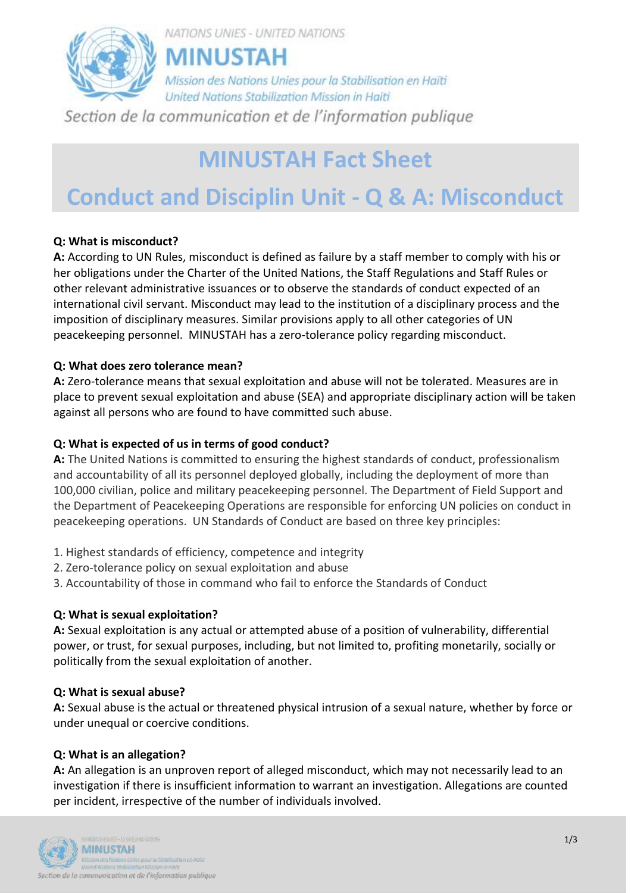NATIONS UNIES - UNITED NATIONS

**MINUSTAH**

*Mission des Nations Unies pour la Stabilisation en Haïti*
*United Nations Stabilization Mission in Haiti*

*Section de la communication et de l'information publique*

# MINUSTAH Fact Sheet

# Conduct and Disciplin Unit - Q & A: Misconduct

**Q: What is misconduct?**
**A:** According to UN Rules, misconduct is defined as failure by a staff member to comply with his or her obligations under the Charter of the United Nations, the Staff Regulations and Staff Rules or other relevant administrative issuances or to observe the standards of conduct expected of an international civil servant. Misconduct may lead to the institution of a disciplinary process and the imposition of disciplinary measures. Similar provisions apply to all other categories of UN peacekeeping personnel. MINUSTAH has a zero-tolerance policy regarding misconduct.

**Q: What does zero tolerance mean?**
**A:** Zero-tolerance means that sexual exploitation and abuse will not be tolerated. Measures are in place to prevent sexual exploitation and abuse (SEA) and appropriate disciplinary action will be taken against all persons who are found to have committed such abuse.

**Q: What is expected of us in terms of good conduct?**
**A:** The United Nations is committed to ensuring the highest standards of conduct, professionalism and accountability of all its personnel deployed globally, including the deployment of more than 100,000 civilian, police and military peacekeeping personnel. The Department of Field Support and the Department of Peacekeeping Operations are responsible for enforcing UN policies on conduct in peacekeeping operations. UN Standards of Conduct are based on three key principles:

1. Highest standards of efficiency, competence and integrity
2. Zero-tolerance policy on sexual exploitation and abuse
3. Accountability of those in command who fail to enforce the Standards of Conduct

**Q: What is sexual exploitation?**
**A:** Sexual exploitation is any actual or attempted abuse of a position of vulnerability, differential power, or trust, for sexual purposes, including, but not limited to, profiting monetarily, socially or politically from the sexual exploitation of another.

**Q: What is sexual abuse?**
**A:** Sexual abuse is the actual or threatened physical intrusion of a sexual nature, whether by force or under unequal or coercive conditions.

**Q: What is an allegation?**
**A:** An allegation is an unproven report of alleged misconduct, which may not necessarily lead to an investigation if there is insufficient information to warrant an investigation. Allegations are counted per incident, irrespective of the number of individuals involved.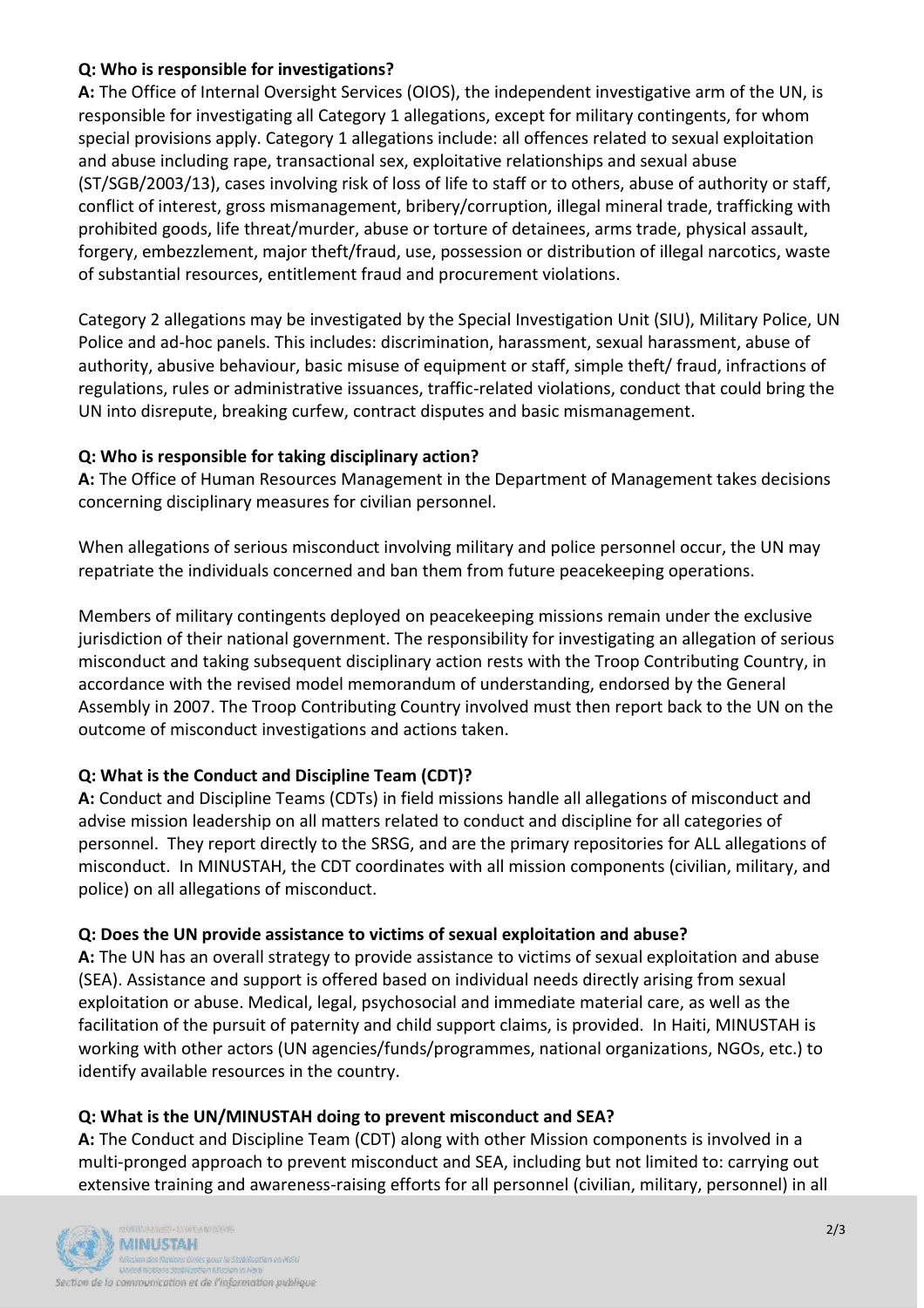**Q: Who is responsible for investigations?**

**A:** The Office of Internal Oversight Services (OIOS), the independent investigative arm of the UN, is responsible for investigating all Category 1 allegations, except for military contingents, for whom special provisions apply. Category 1 allegations include: all offences related to sexual exploitation and abuse including rape, transactional sex, exploitative relationships and sexual abuse (ST/SGB/2003/13), cases involving risk of loss of life to staff or to others, abuse of authority or staff, conflict of interest, gross mismanagement, bribery/corruption, illegal mineral trade, trafficking with prohibited goods, life threat/murder, abuse or torture of detainees, arms trade, physical assault, forgery, embezzlement, major theft/fraud, use, possession or distribution of illegal narcotics, waste of substantial resources, entitlement fraud and procurement violations.

Category 2 allegations may be investigated by the Special Investigation Unit (SIU), Military Police, UN Police and ad-hoc panels. This includes: discrimination, harassment, sexual harassment, abuse of authority, abusive behaviour, basic misuse of equipment or staff, simple theft/ fraud, infractions of regulations, rules or administrative issuances, traffic-related violations, conduct that could bring the UN into disrepute, breaking curfew, contract disputes and basic mismanagement.

**Q: Who is responsible for taking disciplinary action?**

**A:** The Office of Human Resources Management in the Department of Management takes decisions concerning disciplinary measures for civilian personnel.

When allegations of serious misconduct involving military and police personnel occur, the UN may repatriate the individuals concerned and ban them from future peacekeeping operations.

Members of military contingents deployed on peacekeeping missions remain under the exclusive jurisdiction of their national government. The responsibility for investigating an allegation of serious misconduct and taking subsequent disciplinary action rests with the Troop Contributing Country, in accordance with the revised model memorandum of understanding, endorsed by the General Assembly in 2007. The Troop Contributing Country involved must then report back to the UN on the outcome of misconduct investigations and actions taken.

**Q: What is the Conduct and Discipline Team (CDT)?**

**A:** Conduct and Discipline Teams (CDTs) in field missions handle all allegations of misconduct and advise mission leadership on all matters related to conduct and discipline for all categories of personnel. They report directly to the SRSG, and are the primary repositories for ALL allegations of misconduct. In MINUSTAH, the CDT coordinates with all mission components (civilian, military, and police) on all allegations of misconduct.

**Q: Does the UN provide assistance to victims of sexual exploitation and abuse?**

**A:** The UN has an overall strategy to provide assistance to victims of sexual exploitation and abuse (SEA). Assistance and support is offered based on individual needs directly arising from sexual exploitation or abuse. Medical, legal, psychosocial and immediate material care, as well as the facilitation of the pursuit of paternity and child support claims, is provided. In Haiti, MINUSTAH is working with other actors (UN agencies/funds/programmes, national organizations, NGOs, etc.) to identify available resources in the country.

**Q: What is the UN/MINUSTAH doing to prevent misconduct and SEA?**

**A:** The Conduct and Discipline Team (CDT) along with other Mission components is involved in a multi-pronged approach to prevent misconduct and SEA, including but not limited to: carrying out extensive training and awareness-raising efforts for all personnel (civilian, military, personnel) in all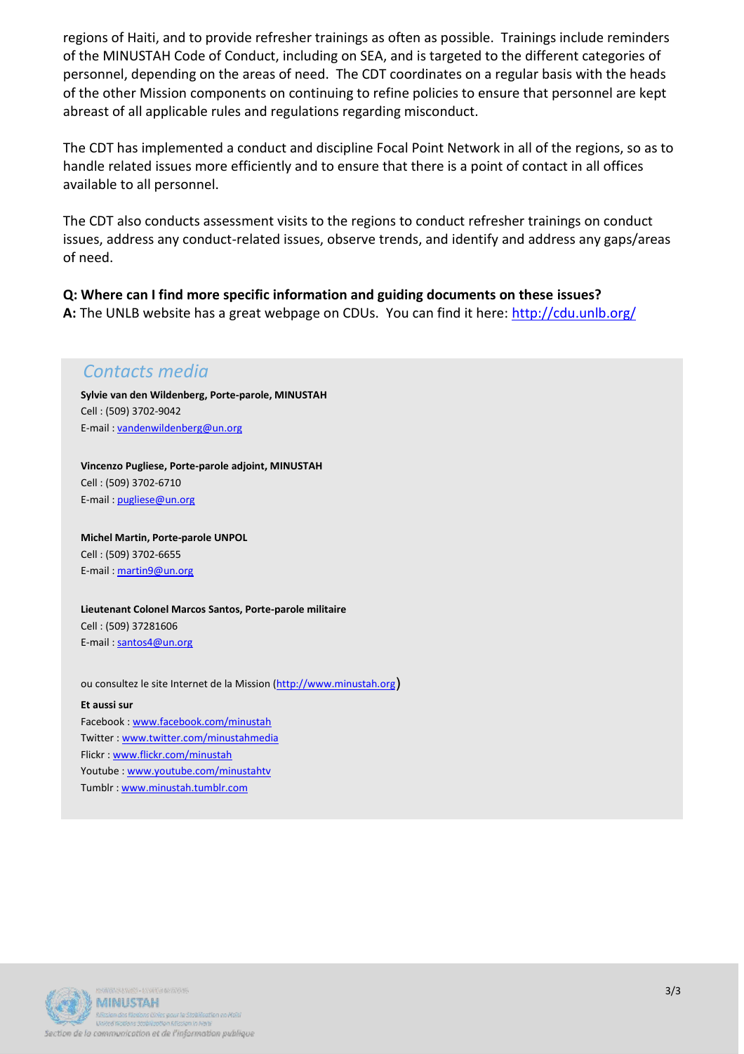regions of Haiti, and to provide refresher trainings as often as possible. Trainings include reminders of the MINUSTAH Code of Conduct, including on SEA, and is targeted to the different categories of personnel, depending on the areas of need. The CDT coordinates on a regular basis with the heads of the other Mission components on continuing to refine policies to ensure that personnel are kept abreast of all applicable rules and regulations regarding misconduct.

The CDT has implemented a conduct and discipline Focal Point Network in all of the regions, so as to handle related issues more efficiently and to ensure that there is a point of contact in all offices available to all personnel.

The CDT also conducts assessment visits to the regions to conduct refresher trainings on conduct issues, address any conduct-related issues, observe trends, and identify and address any gaps/areas of need.

**Q: Where can I find more specific information and guiding documents on these issues?**
**A:** The UNLB website has a great webpage on CDUs. You can find it here: http://cdu.unlb.org/

## *Contacts media*

**Sylvie van den Wildenberg, Porte-parole, MINUSTAH**
Cell : (509) 3702-9042
E-mail : vandenwildenberg@un.org

**Vincenzo Pugliese, Porte-parole adjoint, MINUSTAH**
Cell : (509) 3702-6710
E-mail : pugliese@un.org

**Michel Martin, Porte-parole UNPOL**
Cell : (509) 3702-6655
E-mail : martin9@un.org

**Lieutenant Colonel Marcos Santos, Porte-parole militaire**
Cell : (509) 37281606
E-mail : santos4@un.org

ou consultez le site Internet de la Mission (http://www.minustah.org)

**Et aussi sur**
Facebook : www.facebook.com/minustah
Twitter : www.twitter.com/minustahmedia
Flickr : www.flickr.com/minustah
Youtube : www.youtube.com/minustahtv
Tumblr : www.minustah.tumblr.com